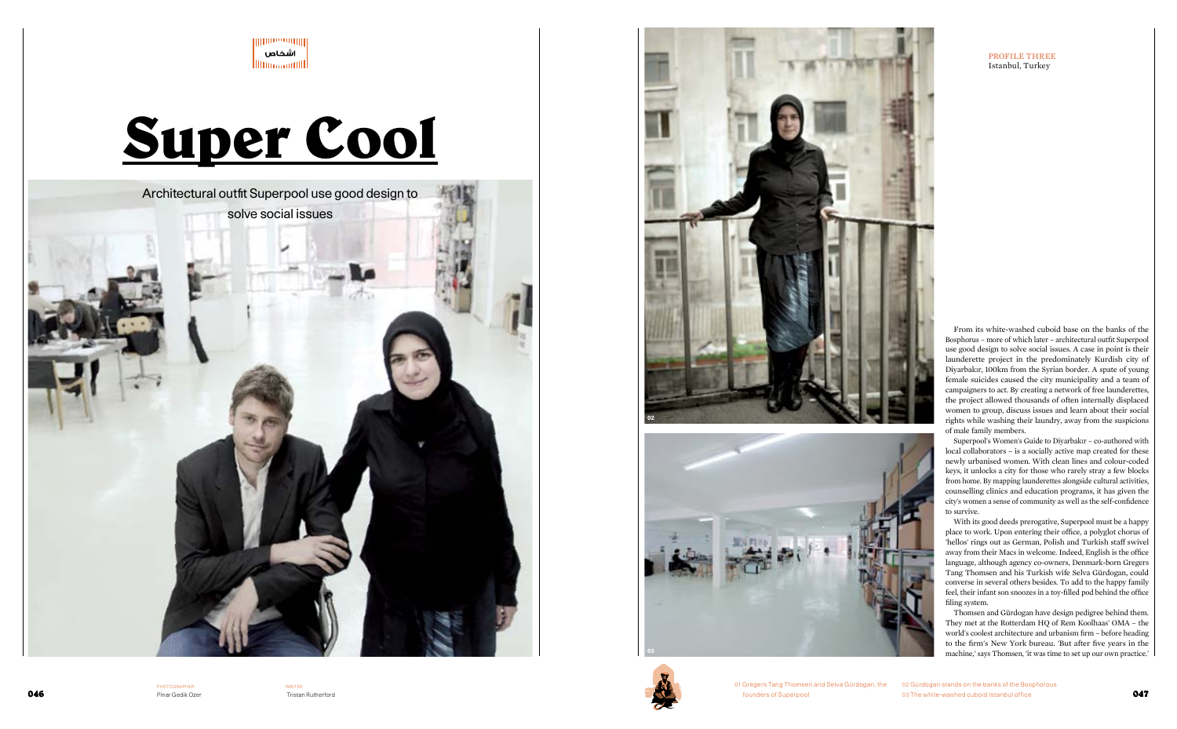اشخاص

# Super Cool

Architectural outfit Superpool use good design to solve social issues

PROFILE THREE
Istanbul, Turkey

From its white-washed cuboid base on the banks of the Bosphorus – more of which later – architectural outfit Superpool use good design to solve social issues. A case in point is their launderette project in the predominately Kurdish city of Diyarbakır, 100km from the Syrian border. A spate of young female suicides caused the city municipality and a team of campaigners to act. By creating a network of free launderettes, the project allowed thousands of often internally displaced women to group, discuss issues and learn about their social rights while washing their laundry, away from the suspicions of male family members.

Superpool's Women's Guide to Diyarbakır – co-authored with local collaborators – is a socially active map created for these newly urbanised women. With clean lines and colour-coded keys, it unlocks a city for those who rarely stray a few blocks from home. By mapping launderettes alongside cultural activities, counselling clinics and education programs, it has given the city's women a sense of community as well as the self-confidence to survive.

With its good deeds prerogative, Superpool must be a happy place to work. Upon entering their office, a polyglot chorus of 'hellos' rings out as German, Polish and Turkish staff swivel away from their Macs in welcome. Indeed, English is the office language, although agency co-owners, Denmark-born Gregers Tang Thomsen and his Turkish wife Selva Gürdogan, could converse in several others besides. To add to the happy family feel, their infant son snoozes in a toy-filled pod behind the office filing system.

Thomsen and Gürdogan have design pedigree behind them. They met at the Rotterdam HQ of Rem Koolhaas' OMA – the world's coolest architecture and urbanism firm – before heading to the firm's New York bureau. 'But after five years in the machine,' says Thomsen, 'it was time to set up our own practice.'

PHOTOGRAPHER
Pinar Gedik Ozer

WRITER
Tristan Rutherford

01 Gregers Tang Thomsen and Selva Gürdogan, the founders of Superpool

02 Gürdogan stands on the banks of the Bosphorous

03 The white-washed cuboid Istanbul office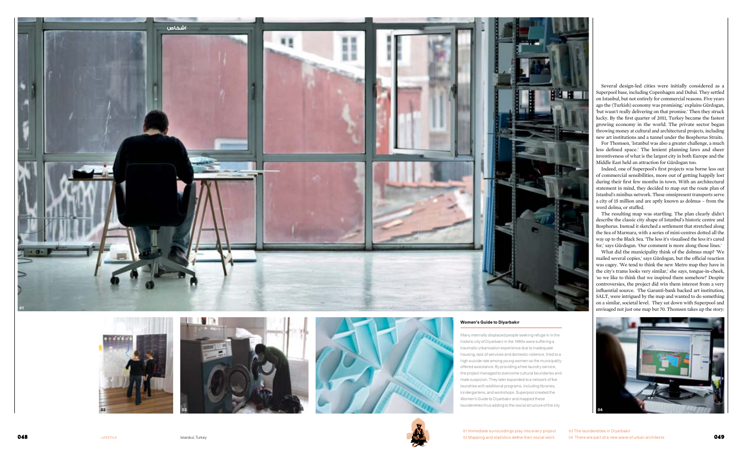Several design-led cities were initially considered as a Superpool base, including Copenhagen and Dubai. They settled on Istanbul, but not entirely for commercial reasons. Five years ago the (Turkish) economy was promising,' explains Gürdogan, 'but wasn't really delivering on that promise.' Then they struck lucky. By the first quarter of 2011, Turkey became the fastest growing economy in the world. The private sector began throwing money at cultural and architectural projects, including new art institutions and a tunnel under the Bosphorus Straits.

For Thomsen, 'Istanbul was also a greater challenge, a much less defined space.' The lenient planning laws and sheer inventiveness of what is the largest city in both Europe and the Middle East held an attraction for Gürdogan too.

Indeed, one of Superpool's first projects was borne less out of commercial sensibilities, more out of getting happily lost during their first few months in town. With an architectural statement in mind, they decided to map out the route plan of Istanbul's minibus network. These omnipresent transports serve a city of 15 million and are aptly known as dolmus – from the word dolma, or stuffed.

The resulting map was startling. The plan clearly didn't describe the classic city shape of Istanbul's historic centre and Bosphorus. Instead it sketched a settlement that stretched along the Sea of Marmara, with a series of mini-centres dotted all the way up to the Black Sea. 'The less it's visualised the less it's cared for,' says Gürdogan. 'Our comment is more along those lines.'

What did the municipality think of the dolmus map? 'We mailed several copies,' says Gürdogan, but the official reaction was cagey. 'We tend to think the new Metro map they have in the city's trams looks very similar,' she says, tongue-in-cheek, 'so we like to think that we inspired them somehow!' Despite controversies, the project did win them interest from a very influential source. The Garanti-bank backed art institution, SALT, were intrigued by the map and wanted to do something on a similar, societal level. They sat down with Superpool and envisaged not just one map but 70. Thomsen takes up the story:

**Women's Guide to Diyarbakır**

Many internally displaced people seeking refuge in in the historic city of Diyarbakır in the 1990s were suffering a traumatic urbanisation experience due to inadequate housing, lack of services and domestic violence. It led to a high suicide rate among young women so the municipality offered assistance. By providing a free laundry service, the project managed to overcome cultural boundaries and male suspicion. They later expanded to a network of five laundries with additional programs, including libraries, kindergartens, and workshops. Superpool created the Women's Guide to Diyarbakır and mapped these launderettes thus adding to the social structure of the city

01 Immediate surroundings play into every project
02 Mapping and statistics define their social work
03 The launderettes in Diyarbakır
04 There are part of a new wave of urban architects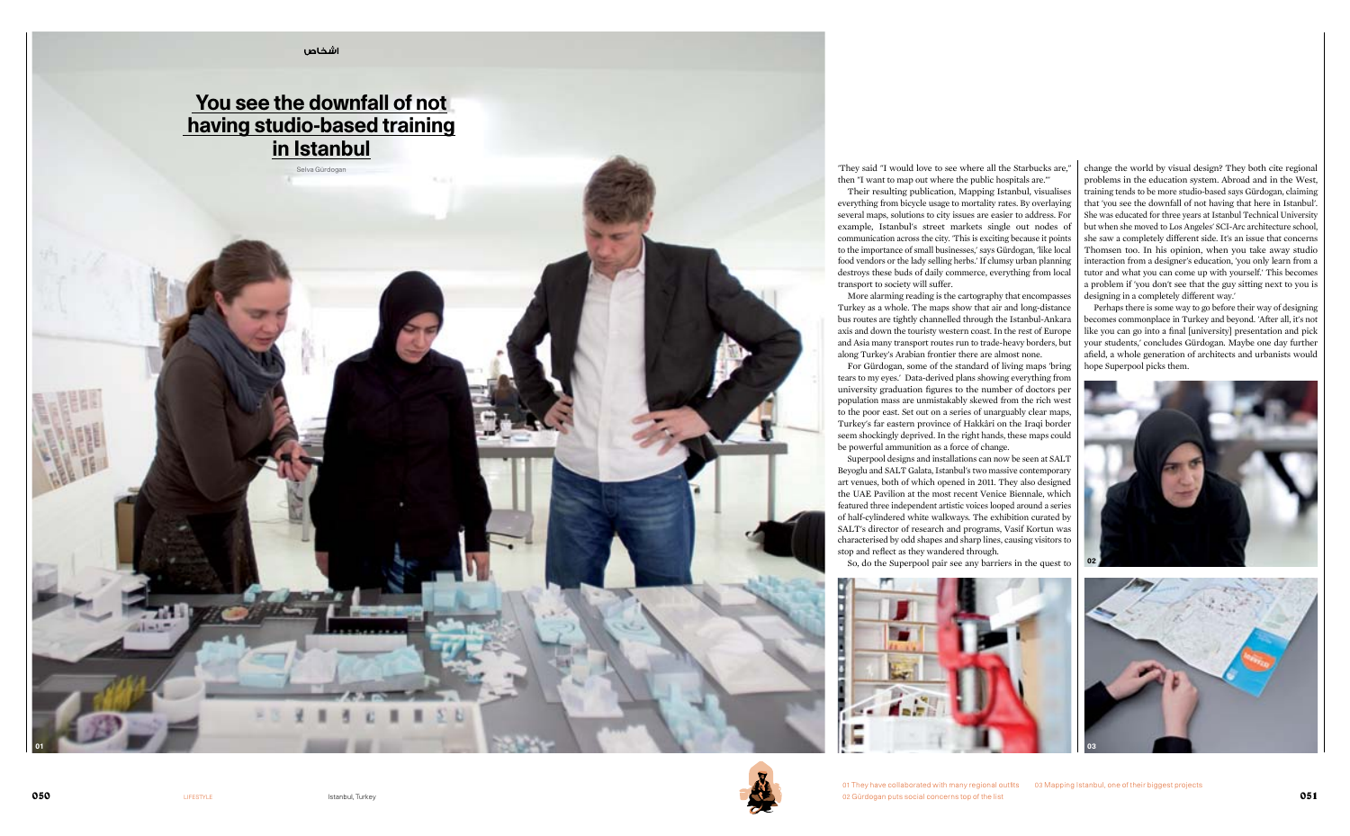اشخاص

## You see the downfall of not having studio-based training in Istanbul

Selva Gürdogan

'They said "I would love to see where all the Starbucks are," then "I want to map out where the public hospitals are."'

Their resulting publication, Mapping Istanbul, visualises everything from bicycle usage to mortality rates. By overlaying several maps, solutions to city issues are easier to address. For example, Istanbul's street markets single out nodes of communication across the city. 'This is exciting because it points to the importance of small businesses,' says Gürdogan, 'like local food vendors or the lady selling herbs.' If clumsy urban planning destroys these buds of daily commerce, everything from local transport to society will suffer.

More alarming reading is the cartography that encompasses Turkey as a whole. The maps show that air and long-distance bus routes are tightly channelled through the Istanbul-Ankara axis and down the touristy western coast. In the rest of Europe and Asia many transport routes run to trade-heavy borders, but along Turkey's Arabian frontier there are almost none.

For Gürdogan, some of the standard of living maps 'bring tears to my eyes.' Data-derived plans showing everything from university graduation figures to the number of doctors per population mass are unmistakably skewed from the rich west to the poor east. Set out on a series of unarguably clear maps, Turkey's far eastern province of Hakkâri on the Iraqi border seem shockingly deprived. In the right hands, these maps could be powerful ammunition as a force of change.

Superpool designs and installations can now be seen at SALT Beyoglu and SALT Galata, Istanbul's two massive contemporary art venues, both of which opened in 2011. They also designed the UAE Pavilion at the most recent Venice Biennale, which featured three independent artistic voices looped around a series of half-cylindered white walkways. The exhibition curated by SALT's director of research and programs, Vasif Kortun was characterised by odd shapes and sharp lines, causing visitors to stop and reflect as they wandered through.

So, do the Superpool pair see any barriers in the quest to change the world by visual design? They both cite regional problems in the education system. Abroad and in the West, training tends to be more studio-based says Gürdogan, claiming that 'you see the downfall of not having that here in Istanbul'. She was educated for three years at Istanbul Technical University but when she moved to Los Angeles' SCI-Arc architecture school, she saw a completely different side. It's an issue that concerns Thomsen too. In his opinion, when you take away studio interaction from a designer's education, 'you only learn from a tutor and what you can come up with yourself.' This becomes a problem if 'you don't see that the guy sitting next to you is designing in a completely different way.'

Perhaps there is some way to go before their way of designing becomes commonplace in Turkey and beyond. 'After all, it's not like you can go into a final [university] presentation and pick your students,' concludes Gürdogan. Maybe one day further afield, a whole generation of architects and urbanists would hope Superpool picks them.

01 They have collaborated with many regional outfits
02 Gürdogan puts social concerns top of the list
03 Mapping Istanbul, one of their biggest projects